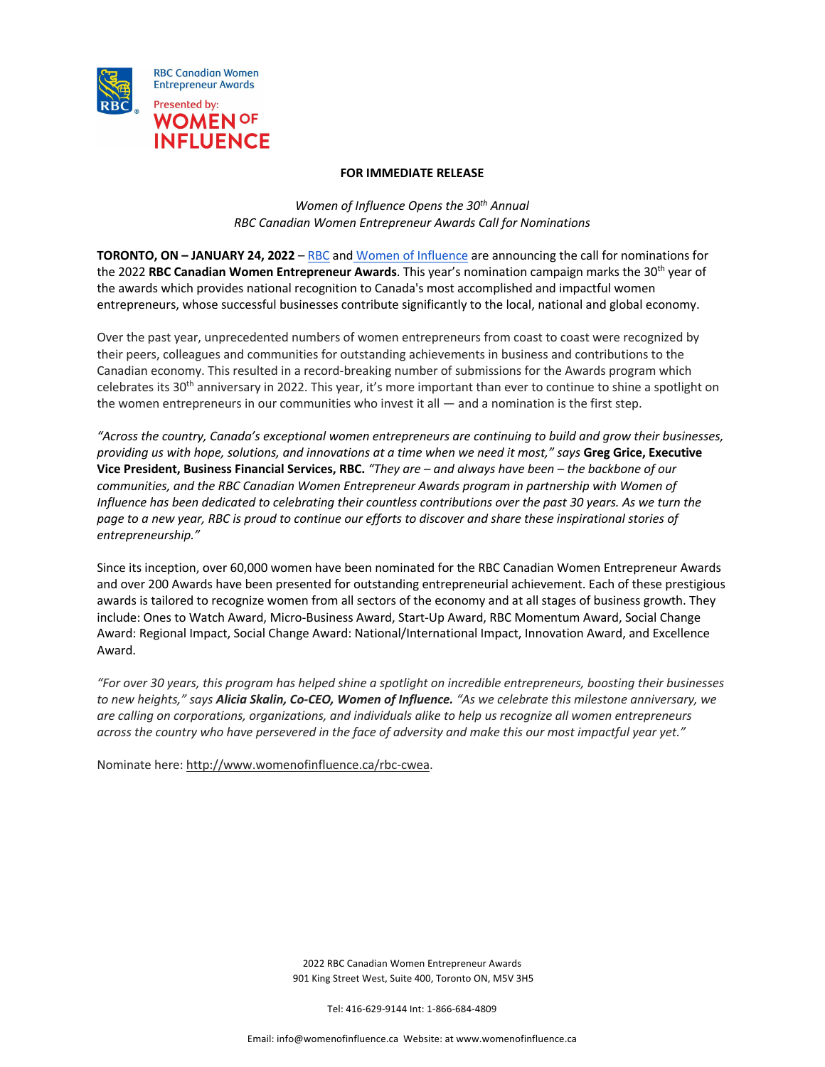RBC Canadian Women Entrepreneur Awards

Presented by: WOMEN OF INFLUENCE

**FOR IMMEDIATE RELEASE**

*Women of Influence Opens the 30th Annual*
*RBC Canadian Women Entrepreneur Awards Call for Nominations*

**TORONTO, ON – JANUARY 24, 2022** – RBC and Women of Influence are announcing the call for nominations for the 2022 **RBC Canadian Women Entrepreneur Awards**. This year's nomination campaign marks the 30th year of the awards which provides national recognition to Canada's most accomplished and impactful women entrepreneurs, whose successful businesses contribute significantly to the local, national and global economy.

Over the past year, unprecedented numbers of women entrepreneurs from coast to coast were recognized by their peers, colleagues and communities for outstanding achievements in business and contributions to the Canadian economy. This resulted in a record-breaking number of submissions for the Awards program which celebrates its 30th anniversary in 2022. This year, it's more important than ever to continue to shine a spotlight on the women entrepreneurs in our communities who invest it all — and a nomination is the first step.

*"Across the country, Canada's exceptional women entrepreneurs are continuing to build and grow their businesses, providing us with hope, solutions, and innovations at a time when we need it most," says* **Greg Grice, Executive Vice President, Business Financial Services, RBC.** *"They are – and always have been – the backbone of our communities, and the RBC Canadian Women Entrepreneur Awards program in partnership with Women of Influence has been dedicated to celebrating their countless contributions over the past 30 years. As we turn the page to a new year, RBC is proud to continue our efforts to discover and share these inspirational stories of entrepreneurship."*

Since its inception, over 60,000 women have been nominated for the RBC Canadian Women Entrepreneur Awards and over 200 Awards have been presented for outstanding entrepreneurial achievement. Each of these prestigious awards is tailored to recognize women from all sectors of the economy and at all stages of business growth. They include: Ones to Watch Award, Micro-Business Award, Start-Up Award, RBC Momentum Award, Social Change Award: Regional Impact, Social Change Award: National/International Impact, Innovation Award, and Excellence Award.

*"For over 30 years, this program has helped shine a spotlight on incredible entrepreneurs, boosting their businesses to new heights," says* ***Alicia Skalin, Co-CEO, Women of Influence.*** *"As we celebrate this milestone anniversary, we are calling on corporations, organizations, and individuals alike to help us recognize all women entrepreneurs across the country who have persevered in the face of adversity and make this our most impactful year yet."*

Nominate here: http://www.womenofinfluence.ca/rbc-cwea.

2022 RBC Canadian Women Entrepreneur Awards
901 King Street West, Suite 400, Toronto ON, M5V 3H5

Tel: 416-629-9144 Int: 1-866-684-4809

Email: info@womenofinfluence.ca Website: at www.womenofinfluence.ca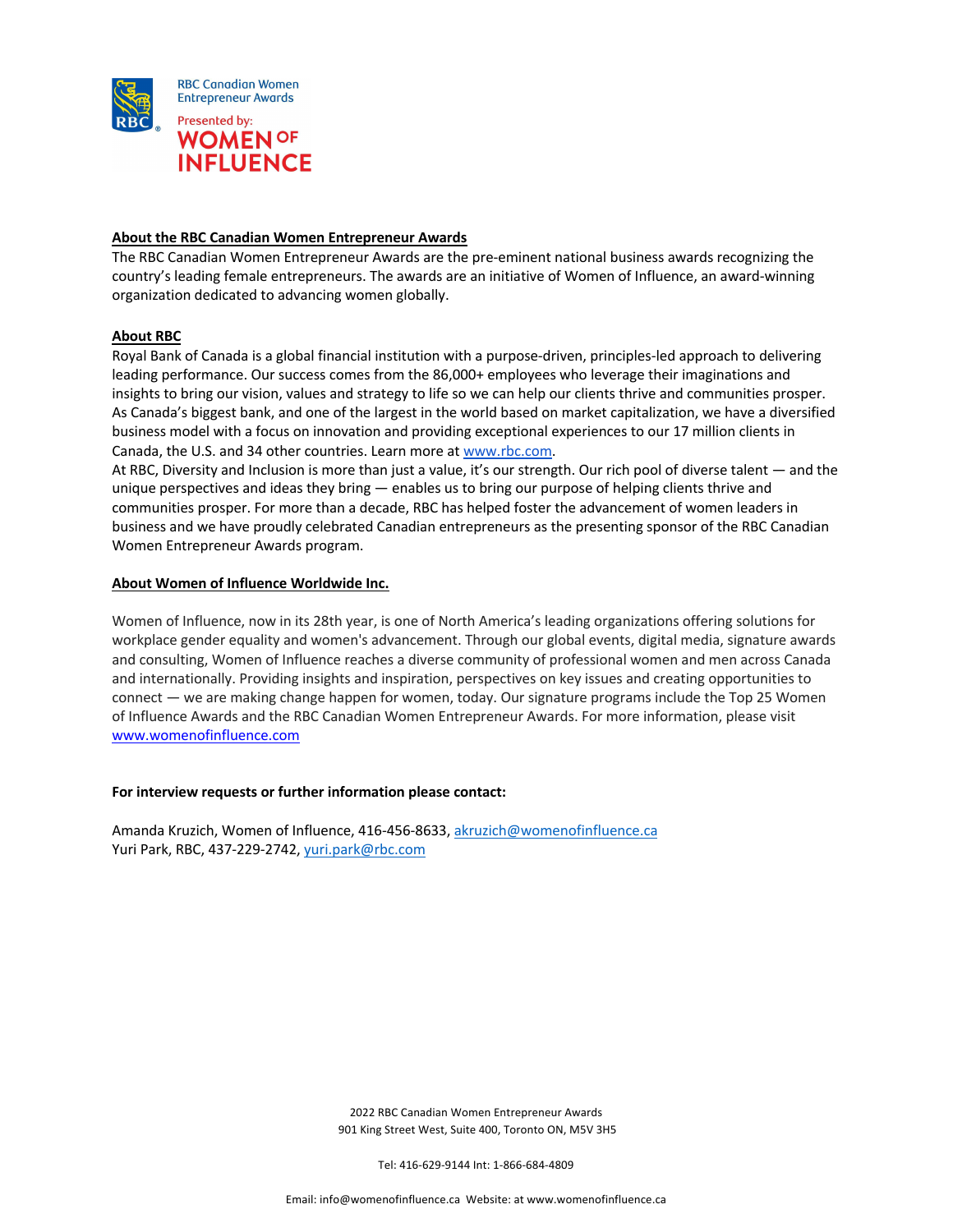RBC Canadian Women Entrepreneur Awards

Presented by: WOMEN OF INFLUENCE

**About the RBC Canadian Women Entrepreneur Awards**

The RBC Canadian Women Entrepreneur Awards are the pre-eminent national business awards recognizing the country's leading female entrepreneurs. The awards are an initiative of Women of Influence, an award-winning organization dedicated to advancing women globally.

**About RBC**

Royal Bank of Canada is a global financial institution with a purpose-driven, principles-led approach to delivering leading performance. Our success comes from the 86,000+ employees who leverage their imaginations and insights to bring our vision, values and strategy to life so we can help our clients thrive and communities prosper. As Canada's biggest bank, and one of the largest in the world based on market capitalization, we have a diversified business model with a focus on innovation and providing exceptional experiences to our 17 million clients in Canada, the U.S. and 34 other countries. Learn more at www.rbc.com.

At RBC, Diversity and Inclusion is more than just a value, it's our strength. Our rich pool of diverse talent — and the unique perspectives and ideas they bring — enables us to bring our purpose of helping clients thrive and communities prosper. For more than a decade, RBC has helped foster the advancement of women leaders in business and we have proudly celebrated Canadian entrepreneurs as the presenting sponsor of the RBC Canadian Women Entrepreneur Awards program.

**About Women of Influence Worldwide Inc.**

Women of Influence, now in its 28th year, is one of North America's leading organizations offering solutions for workplace gender equality and women's advancement. Through our global events, digital media, signature awards and consulting, Women of Influence reaches a diverse community of professional women and men across Canada and internationally. Providing insights and inspiration, perspectives on key issues and creating opportunities to connect — we are making change happen for women, today. Our signature programs include the Top 25 Women of Influence Awards and the RBC Canadian Women Entrepreneur Awards. For more information, please visit www.womenofinfluence.com

**For interview requests or further information please contact:**

Amanda Kruzich, Women of Influence, 416-456-8633, akruzich@womenofinfluence.ca
Yuri Park, RBC, 437-229-2742, yuri.park@rbc.com

2022 RBC Canadian Women Entrepreneur Awards
901 King Street West, Suite 400, Toronto ON, M5V 3H5

Tel: 416-629-9144 Int: 1-866-684-4809

Email: info@womenofinfluence.ca Website: at www.womenofinfluence.ca